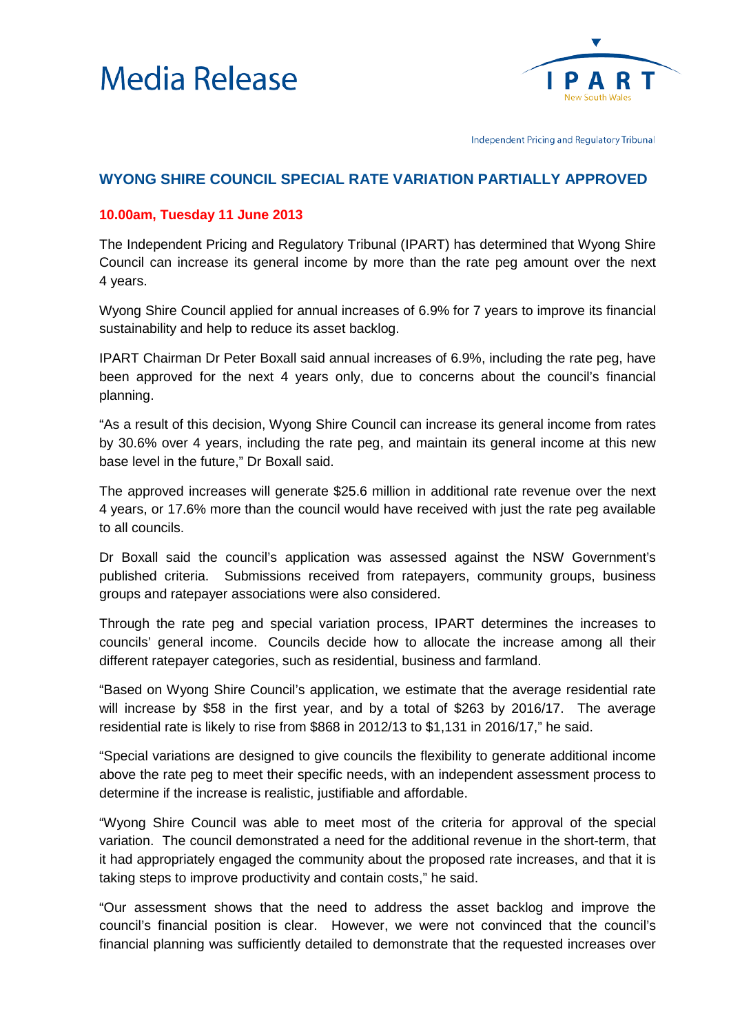# Media Release

Independent Pricing and Regulatory Tribunal

## WYONG SHIRE COUNCIL SPECIAL RATE VARIATION PARTIALLY APPROVED

**10.00am, Tuesday 11 June 2013**

The Independent Pricing and Regulatory Tribunal (IPART) has determined that Wyong Shire Council can increase its general income by more than the rate peg amount over the next 4 years.

Wyong Shire Council applied for annual increases of 6.9% for 7 years to improve its financial sustainability and help to reduce its asset backlog.

IPART Chairman Dr Peter Boxall said annual increases of 6.9%, including the rate peg, have been approved for the next 4 years only, due to concerns about the council's financial planning.

"As a result of this decision, Wyong Shire Council can increase its general income from rates by 30.6% over 4 years, including the rate peg, and maintain its general income at this new base level in the future," Dr Boxall said.

The approved increases will generate $25.6 million in additional rate revenue over the next 4 years, or 17.6% more than the council would have received with just the rate peg available to all councils.

Dr Boxall said the council's application was assessed against the NSW Government's published criteria. Submissions received from ratepayers, community groups, business groups and ratepayer associations were also considered.

Through the rate peg and special variation process, IPART determines the increases to councils' general income. Councils decide how to allocate the increase among all their different ratepayer categories, such as residential, business and farmland.

"Based on Wyong Shire Council's application, we estimate that the average residential rate will increase by $58 in the first year, and by a total of $263 by 2016/17. The average residential rate is likely to rise from $868 in 2012/13 to $1,131 in 2016/17," he said.

"Special variations are designed to give councils the flexibility to generate additional income above the rate peg to meet their specific needs, with an independent assessment process to determine if the increase is realistic, justifiable and affordable.

"Wyong Shire Council was able to meet most of the criteria for approval of the special variation. The council demonstrated a need for the additional revenue in the short-term, that it had appropriately engaged the community about the proposed rate increases, and that it is taking steps to improve productivity and contain costs," he said.

"Our assessment shows that the need to address the asset backlog and improve the council's financial position is clear. However, we were not convinced that the council's financial planning was sufficiently detailed to demonstrate that the requested increases over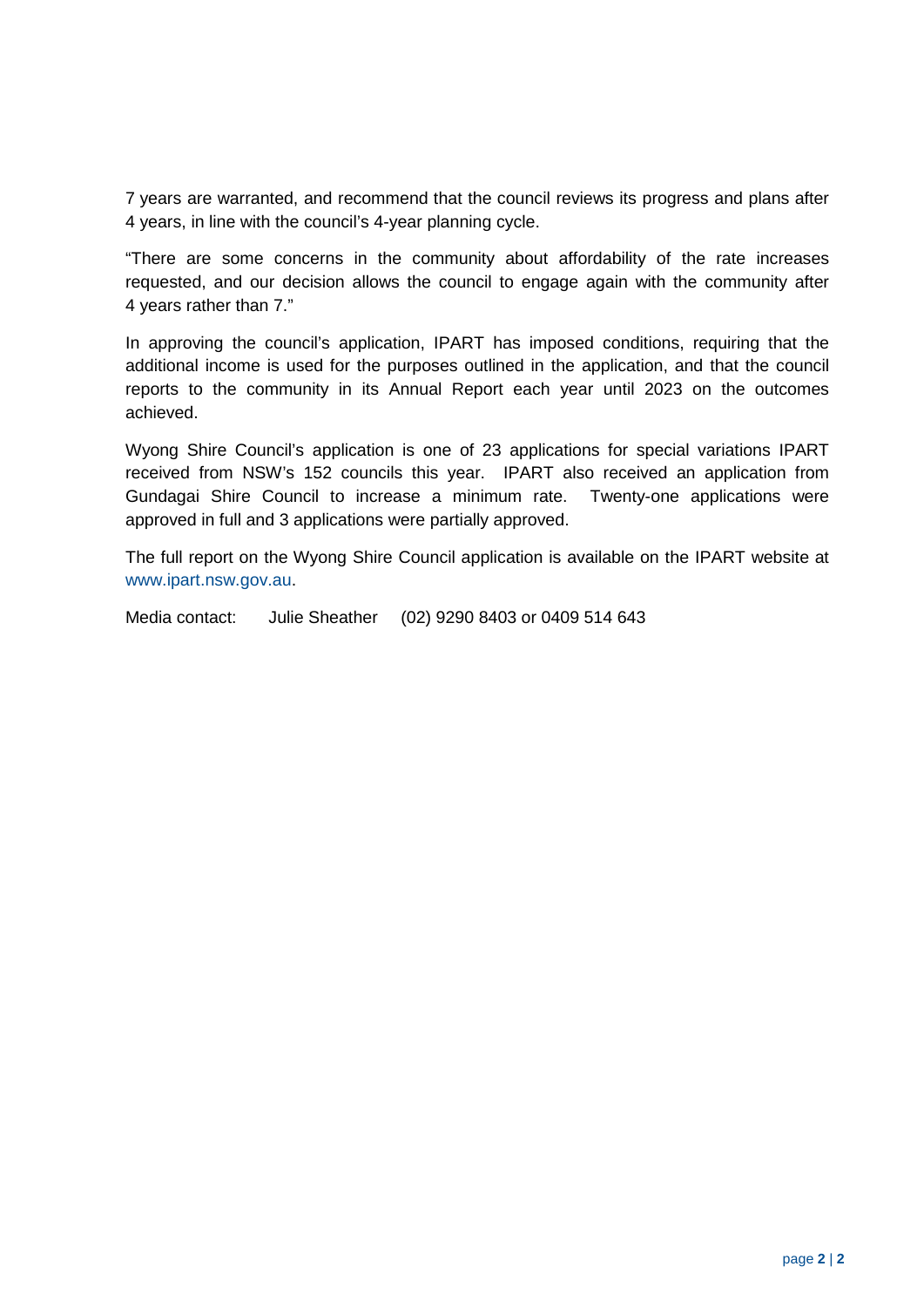7 years are warranted, and recommend that the council reviews its progress and plans after 4 years, in line with the council's 4-year planning cycle.

"There are some concerns in the community about affordability of the rate increases requested, and our decision allows the council to engage again with the community after 4 years rather than 7."

In approving the council's application, IPART has imposed conditions, requiring that the additional income is used for the purposes outlined in the application, and that the council reports to the community in its Annual Report each year until 2023 on the outcomes achieved.

Wyong Shire Council's application is one of 23 applications for special variations IPART received from NSW's 152 councils this year. IPART also received an application from Gundagai Shire Council to increase a minimum rate. Twenty-one applications were approved in full and 3 applications were partially approved.

The full report on the Wyong Shire Council application is available on the IPART website at www.ipart.nsw.gov.au.

Media contact: Julie Sheather (02) 9290 8403 or 0409 514 643